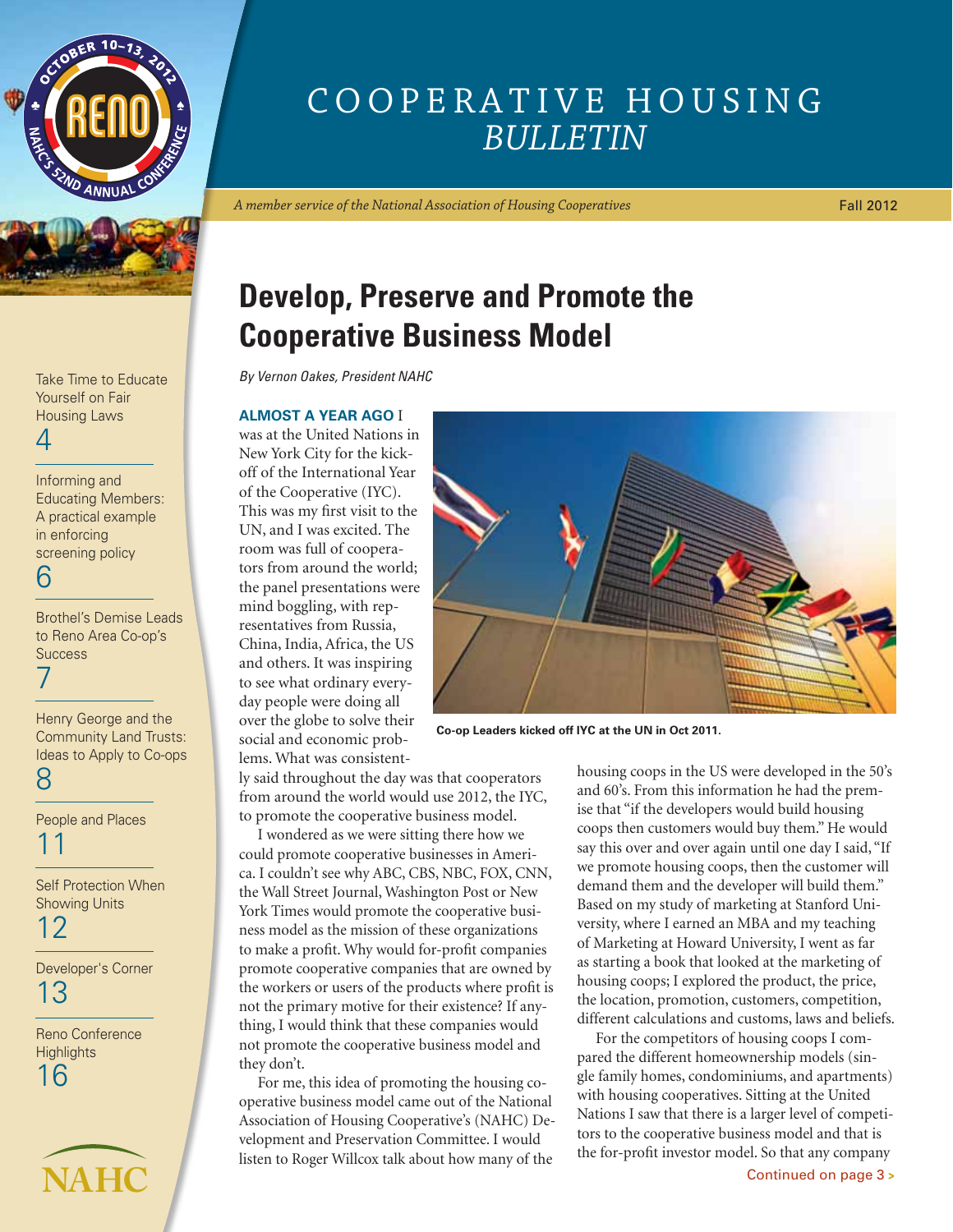# COOPERATIVE HOUSING *BULLETIN*

*A member service of the National Association of Housing Cooperatives*

Fall 2012

October 10–13, 2012 · Reno · NAHC's 52nd Annual Conference

Take Time to Educate Yourself on Fair Housing Laws 4

Informing and Educating Members: A practical example in enforcing screening policy 6

Brothel's Demise Leads to Reno Area Co-op's Success 7

Henry George and the Community Land Trusts: Ideas to Apply to Co-ops 8

People and Places 11

Self Protection When Showing Units 12

Developer's Corner 13

Reno Conference Highlights 16

NAHC

## Develop, Preserve and Promote the Cooperative Business Model

*By Vernon Oakes, President NAHC*

**ALMOST A YEAR AGO** I was at the United Nations in New York City for the kick-off of the International Year of the Cooperative (IYC). This was my first visit to the UN, and I was excited. The room was full of cooperators from around the world; the panel presentations were mind boggling, with representatives from Russia, China, India, Africa, the US and others. It was inspiring to see what ordinary everyday people were doing all over the globe to solve their social and economic problems. What was consistently said throughout the day was that cooperators from around the world would use 2012, the IYC, to promote the cooperative business model.

Co-op Leaders kicked off IYC at the UN in Oct 2011.

I wondered as we were sitting there how we could promote cooperative businesses in America. I couldn't see why ABC, CBS, NBC, FOX, CNN, the Wall Street Journal, Washington Post or New York Times would promote the cooperative business model as the mission of these organizations to make a profit. Why would for-profit companies promote cooperative companies that are owned by the workers or users of the products where profit is not the primary motive for their existence? If anything, I would think that these companies would not promote the cooperative business model and they don't.

For me, this idea of promoting the housing cooperative business model came out of the National Association of Housing Cooperative's (NAHC) Development and Preservation Committee. I would listen to Roger Willcox talk about how many of the housing coops in the US were developed in the 50's and 60's. From this information he had the premise that "if the developers would build housing coops then customers would buy them." He would say this over and over again until one day I said, "If we promote housing coops, then the customer will demand them and the developer will build them." Based on my study of marketing at Stanford University, where I earned an MBA and my teaching of Marketing at Howard University, I went as far as starting a book that looked at the marketing of housing coops; I explored the product, the price, the location, promotion, customers, competition, different calculations and customs, laws and beliefs.

For the competitors of housing coops I compared the different homeownership models (single family homes, condominiums, and apartments) with housing cooperatives. Sitting at the United Nations I saw that there is a larger level of competitors to the cooperative business model and that is the for-profit investor model. So that any company

Continued on page 3 >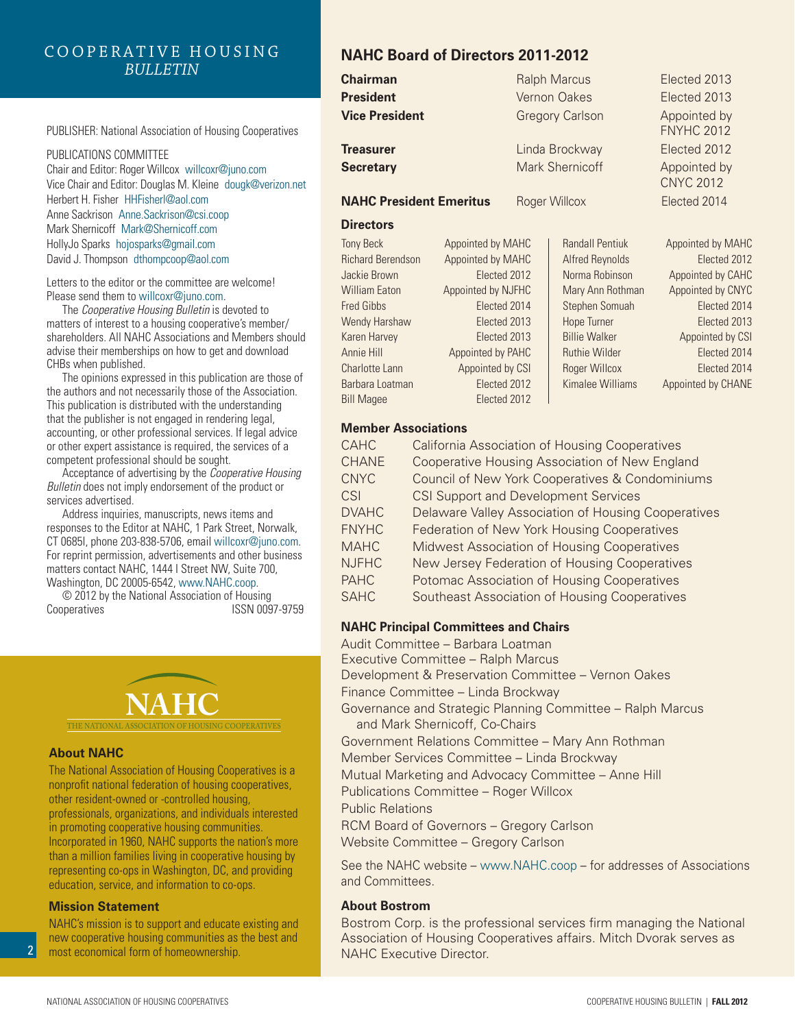# COOPERATIVE HOUSING *BULLETIN*

PUBLISHER: National Association of Housing Cooperatives

PUBLICATIONS COMMITTEE
Chair and Editor: Roger Willcox willcoxr@juno.com
Vice Chair and Editor: Douglas M. Kleine dougk@verizon.net
Herbert H. Fisher HHFisherl@aol.com
Anne Sackrison Anne.Sackrison@csi.coop
Mark Shernicoff Mark@Shernicoff.com
HollyJo Sparks hojosparks@gmail.com
David J. Thompson dthompcoop@aol.com

Letters to the editor or the committee are welcome! Please send them to willcoxr@juno.com.

The *Cooperative Housing Bulletin* is devoted to matters of interest to a housing cooperative's member/shareholders. All NAHC Associations and Members should advise their memberships on how to get and download CHBs when published.

The opinions expressed in this publication are those of the authors and not necessarily those of the Association. This publication is distributed with the understanding that the publisher is not engaged in rendering legal, accounting, or other professional services. If legal advice or other expert assistance is required, the services of a competent professional should be sought.

Acceptance of advertising by the *Cooperative Housing Bulletin* does not imply endorsement of the product or services advertised.

Address inquiries, manuscripts, news items and responses to the Editor at NAHC, 1 Park Street, Norwalk, CT 0685l, phone 203-838-5706, email willcoxr@juno.com. For reprint permission, advertisements and other business matters contact NAHC, 1444 I Street NW, Suite 700, Washington, DC 20005-6542, www.NAHC.coop.

© 2012 by the National Association of Housing Cooperatives ISSN 0097-9759

NAHC
THE NATIONAL ASSOCIATION OF HOUSING COOPERATIVES

### About NAHC

The National Association of Housing Cooperatives is a nonprofit national federation of housing cooperatives, other resident-owned or -controlled housing, professionals, organizations, and individuals interested in promoting cooperative housing communities. Incorporated in 1960, NAHC supports the nation's more than a million families living in cooperative housing by representing co-ops in Washington, DC, and providing education, service, and information to co-ops.

### Mission Statement

NAHC's mission is to support and educate existing and new cooperative housing communities as the best and most economical form of homeownership.

## NAHC Board of Directors 2011-2012

| | | |
|---|---|---|
| **Chairman** | Ralph Marcus | Elected 2013 |
| **President** | Vernon Oakes | Elected 2013 |
| **Vice President** | Gregory Carlson | Appointed by FNYHC 2012 |
| **Treasurer** | Linda Brockway | Elected 2012 |
| **Secretary** | Mark Shernicoff | Appointed by CNYC 2012 |
| **NAHC President Emeritus** | Roger Willcox | Elected 2014 |

### Directors

| | |
|---|---|
| Tony Beck | Appointed by MAHC |
| Richard Berendson | Appointed by MAHC |
| Jackie Brown | Elected 2012 |
| William Eaton | Appointed by NJFHC |
| Fred Gibbs | Elected 2014 |
| Wendy Harshaw | Elected 2013 |
| Karen Harvey | Elected 2013 |
| Annie Hill | Appointed by PAHC |
| Charlotte Lann | Appointed by CSI |
| Barbara Loatman | Elected 2012 |
| Bill Magee | Elected 2012 |
| Randall Pentiuk | Appointed by MAHC |
| Alfred Reynolds | Elected 2012 |
| Norma Robinson | Appointed by CAHC |
| Mary Ann Rothman | Appointed by CNYC |
| Stephen Somuah | Elected 2014 |
| Hope Turner | Elected 2013 |
| Billie Walker | Appointed by CSI |
| Ruthie Wilder | Elected 2014 |
| Roger Willcox | Elected 2014 |
| Kimalee Williams | Appointed by CHANE |

### Member Associations

| | |
|---|---|
| CAHC | California Association of Housing Cooperatives |
| CHANE | Cooperative Housing Association of New England |
| CNYC | Council of New York Cooperatives & Condominiums |
| CSI | CSI Support and Development Services |
| DVAHC | Delaware Valley Association of Housing Cooperatives |
| FNYHC | Federation of New York Housing Cooperatives |
| MAHC | Midwest Association of Housing Cooperatives |
| NJFHC | New Jersey Federation of Housing Cooperatives |
| PAHC | Potomac Association of Housing Cooperatives |
| SAHC | Southeast Association of Housing Cooperatives |

### NAHC Principal Committees and Chairs

Audit Committee – Barbara Loatman
Executive Committee – Ralph Marcus
Development & Preservation Committee – Vernon Oakes
Finance Committee – Linda Brockway
Governance and Strategic Planning Committee – Ralph Marcus and Mark Shernicoff, Co-Chairs
Government Relations Committee – Mary Ann Rothman
Member Services Committee – Linda Brockway
Mutual Marketing and Advocacy Committee – Anne Hill
Publications Committee – Roger Willcox
Public Relations
RCM Board of Governors – Gregory Carlson
Website Committee – Gregory Carlson

See the NAHC website – www.NAHC.coop – for addresses of Associations and Committees.

### About Bostrom

Bostrom Corp. is the professional services firm managing the National Association of Housing Cooperatives affairs. Mitch Dvorak serves as NAHC Executive Director.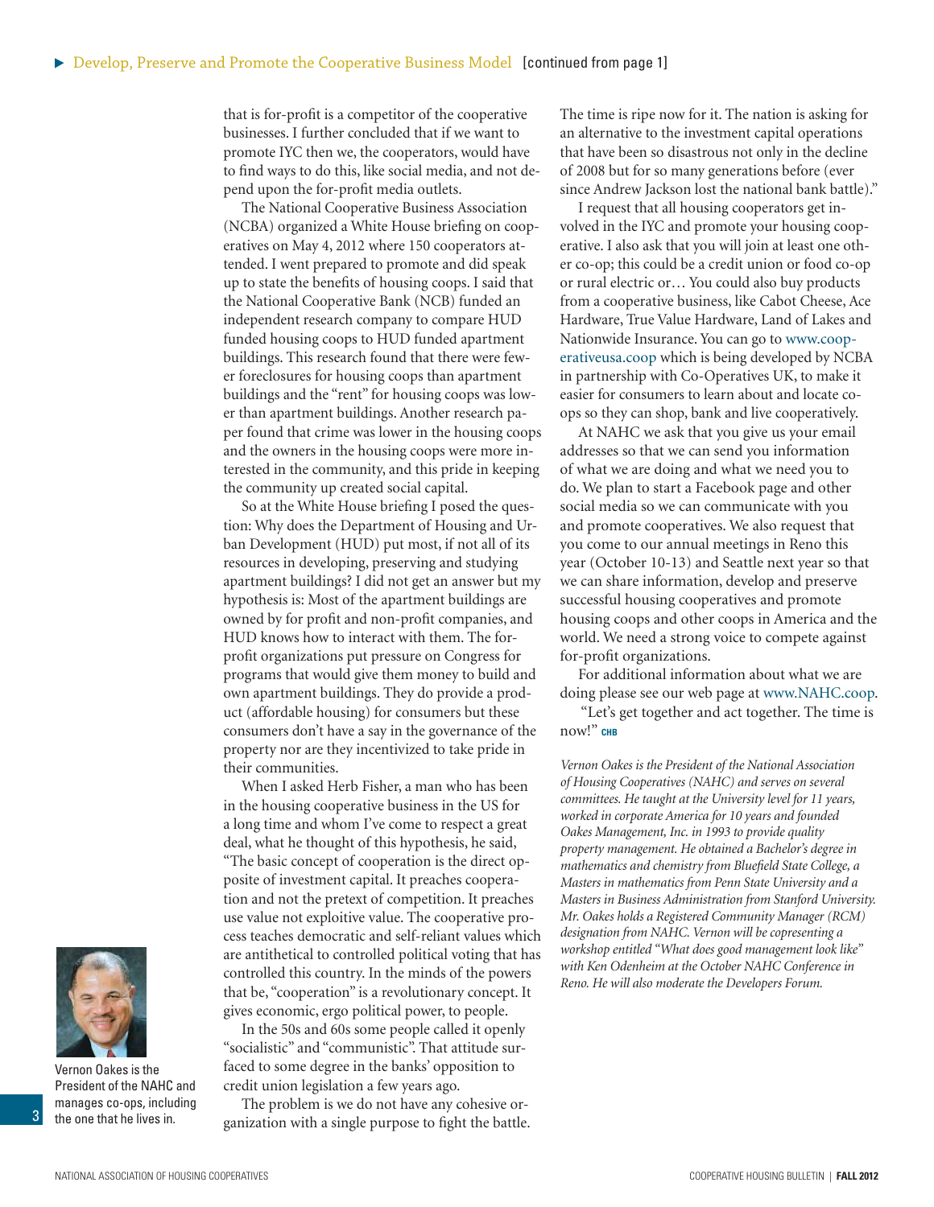## Develop, Preserve and Promote the Cooperative Business Model [continued from page 1]

that is for-profit is a competitor of the cooperative businesses. I further concluded that if we want to promote IYC then we, the cooperators, would have to find ways to do this, like social media, and not depend upon the for-profit media outlets.

The National Cooperative Business Association (NCBA) organized a White House briefing on cooperatives on May 4, 2012 where 150 cooperators attended. I went prepared to promote and did speak up to state the benefits of housing coops. I said that the National Cooperative Bank (NCB) funded an independent research company to compare HUD funded housing coops to HUD funded apartment buildings. This research found that there were fewer foreclosures for housing coops than apartment buildings and the "rent" for housing coops was lower than apartment buildings. Another research paper found that crime was lower in the housing coops and the owners in the housing coops were more interested in the community, and this pride in keeping the community up created social capital.

So at the White House briefing I posed the question: Why does the Department of Housing and Urban Development (HUD) put most, if not all of its resources in developing, preserving and studying apartment buildings? I did not get an answer but my hypothesis is: Most of the apartment buildings are owned by for profit and non-profit companies, and HUD knows how to interact with them. The for-profit organizations put pressure on Congress for programs that would give them money to build and own apartment buildings. They do provide a product (affordable housing) for consumers but these consumers don't have a say in the governance of the property nor are they incentivized to take pride in their communities.

When I asked Herb Fisher, a man who has been in the housing cooperative business in the US for a long time and whom I've come to respect a great deal, what he thought of this hypothesis, he said, "The basic concept of cooperation is the direct opposite of investment capital. It preaches cooperation and not the pretext of competition. It preaches use value not exploitive value. The cooperative process teaches democratic and self-reliant values which are antithetical to controlled political voting that has controlled this country. In the minds of the powers that be, "cooperation" is a revolutionary concept. It gives economic, ergo political power, to people.

In the 50s and 60s some people called it openly "socialistic" and "communistic". That attitude surfaced to some degree in the banks' opposition to credit union legislation a few years ago.

The problem is we do not have any cohesive organization with a single purpose to fight the battle. The time is ripe now for it. The nation is asking for an alternative to the investment capital operations that have been so disastrous not only in the decline of 2008 but for so many generations before (ever since Andrew Jackson lost the national bank battle)."

I request that all housing cooperators get involved in the IYC and promote your housing cooperative. I also ask that you will join at least one other co-op; this could be a credit union or food co-op or rural electric or… You could also buy products from a cooperative business, like Cabot Cheese, Ace Hardware, True Value Hardware, Land of Lakes and Nationwide Insurance. You can go to www.cooperativeusa.coop which is being developed by NCBA in partnership with Co-Operatives UK, to make it easier for consumers to learn about and locate co-ops so they can shop, bank and live cooperatively.

At NAHC we ask that you give us your email addresses so that we can send you information of what we are doing and what we need you to do. We plan to start a Facebook page and other social media so we can communicate with you and promote cooperatives. We also request that you come to our annual meetings in Reno this year (October 10-13) and Seattle next year so that we can share information, develop and preserve successful housing cooperatives and promote housing coops and other coops in America and the world. We need a strong voice to compete against for-profit organizations.

For additional information about what we are doing please see our web page at www.NAHC.coop.

"Let's get together and act together. The time is now!" CHB

*Vernon Oakes is the President of the National Association of Housing Cooperatives (NAHC) and serves on several committees. He taught at the University level for 11 years, worked in corporate America for 10 years and founded Oakes Management, Inc. in 1993 to provide quality property management. He obtained a Bachelor's degree in mathematics and chemistry from Bluefield State College, a Masters in mathematics from Penn State University and a Masters in Business Administration from Stanford University. Mr. Oakes holds a Registered Community Manager (RCM) designation from NAHC. Vernon will be copresenting a workshop entitled "What does good management look like" with Ken Odenheim at the October NAHC Conference in Reno. He will also moderate the Developers Forum.*

Vernon Oakes is the President of the NAHC and manages co-ops, including the one that he lives in.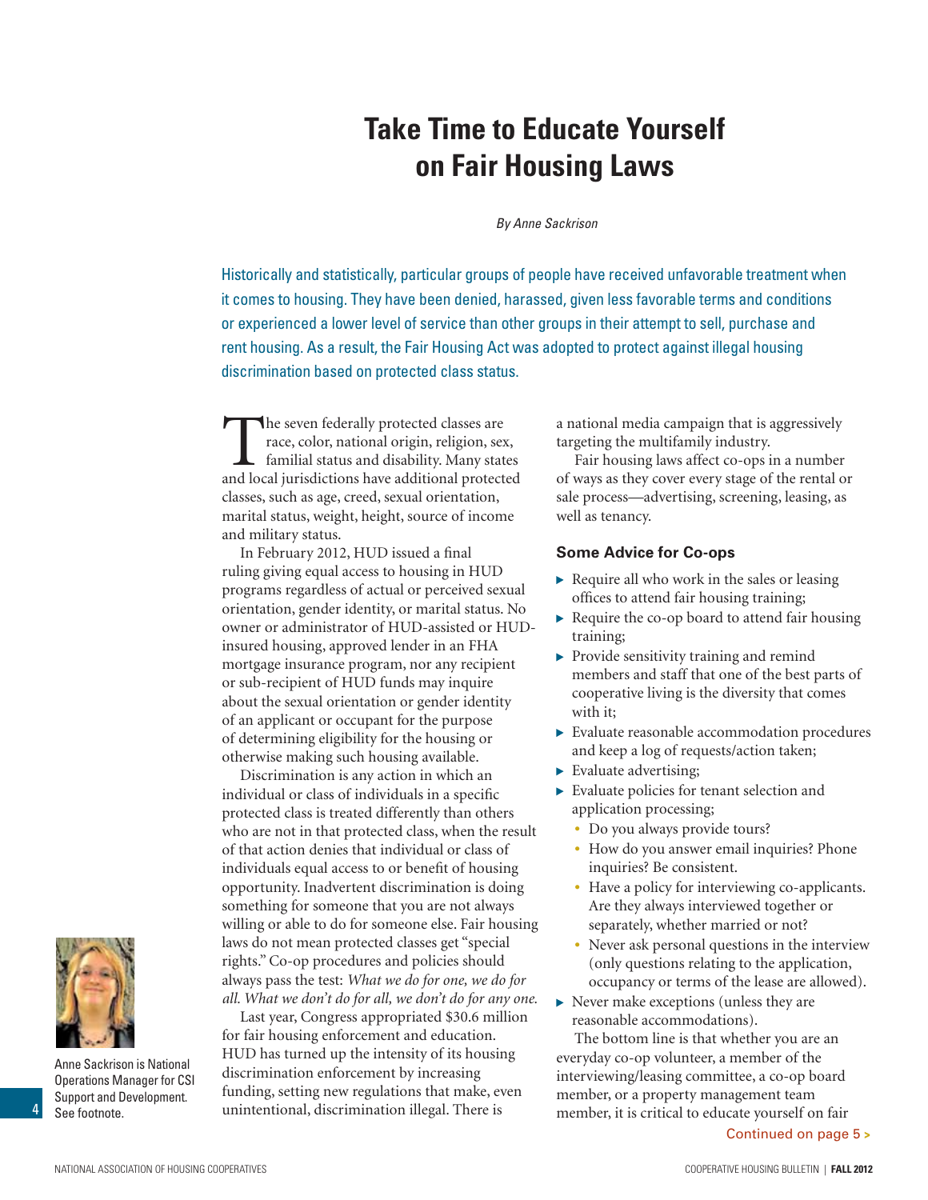# Take Time to Educate Yourself on Fair Housing Laws

*By Anne Sackrison*

Historically and statistically, particular groups of people have received unfavorable treatment when it comes to housing. They have been denied, harassed, given less favorable terms and conditions or experienced a lower level of service than other groups in their attempt to sell, purchase and rent housing. As a result, the Fair Housing Act was adopted to protect against illegal housing discrimination based on protected class status.

The seven federally protected classes are race, color, national origin, religion, sex, familial status and disability. Many states and local jurisdictions have additional protected classes, such as age, creed, sexual orientation, marital status, weight, height, source of income and military status.

In February 2012, HUD issued a final ruling giving equal access to housing in HUD programs regardless of actual or perceived sexual orientation, gender identity, or marital status. No owner or administrator of HUD-assisted or HUD-insured housing, approved lender in an FHA mortgage insurance program, nor any recipient or sub-recipient of HUD funds may inquire about the sexual orientation or gender identity of an applicant or occupant for the purpose of determining eligibility for the housing or otherwise making such housing available.

Discrimination is any action in which an individual or class of individuals in a specific protected class is treated differently than others who are not in that protected class, when the result of that action denies that individual or class of individuals equal access to or benefit of housing opportunity. Inadvertent discrimination is doing something for someone that you are not always willing or able to do for someone else. Fair housing laws do not mean protected classes get "special rights." Co-op procedures and policies should always pass the test: *What we do for one, we do for all. What we don't do for all, we don't do for any one.*

Last year, Congress appropriated $30.6 million for fair housing enforcement and education. HUD has turned up the intensity of its housing discrimination enforcement by increasing funding, setting new regulations that make, even unintentional, discrimination illegal. There is a national media campaign that is aggressively targeting the multifamily industry.

Fair housing laws affect co-ops in a number of ways as they cover every stage of the rental or sale process—advertising, screening, leasing, as well as tenancy.

### Some Advice for Co-ops

- Require all who work in the sales or leasing offices to attend fair housing training;
- Require the co-op board to attend fair housing training;
- Provide sensitivity training and remind members and staff that one of the best parts of cooperative living is the diversity that comes with it;
- Evaluate reasonable accommodation procedures and keep a log of requests/action taken;
- Evaluate advertising;
- Evaluate policies for tenant selection and application processing;
  - Do you always provide tours?
  - How do you answer email inquiries? Phone inquiries? Be consistent.
  - Have a policy for interviewing co-applicants. Are they always interviewed together or separately, whether married or not?
  - Never ask personal questions in the interview (only questions relating to the application, occupancy or terms of the lease are allowed).
- Never make exceptions (unless they are reasonable accommodations).

The bottom line is that whether you are an everyday co-op volunteer, a member of the interviewing/leasing committee, a co-op board member, or a property management team member, it is critical to educate yourself on fair

Continued on page 5 >

Anne Sackrison is National Operations Manager for CSI Support and Development. See footnote.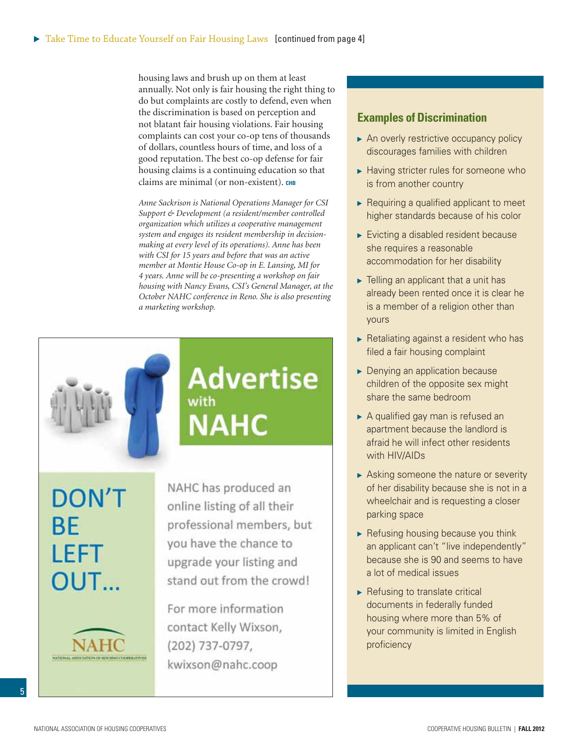housing laws and brush up on them at least annually. Not only is fair housing the right thing to do but complaints are costly to defend, even when the discrimination is based on perception and not blatant fair housing violations. Fair housing complaints can cost your co-op tens of thousands of dollars, countless hours of time, and loss of a good reputation. The best co-op defense for fair housing claims is a continuing education so that claims are minimal (or non-existent). CHB

*Anne Sackrison is National Operations Manager for CSI Support & Development (a resident/member controlled organization which utilizes a cooperative management system and engages its resident membership in decision-making at every level of its operations). Anne has been with CSI for 15 years and before that was an active member at Montie House Co-op in E. Lansing, MI for 4 years. Anne will be co-presenting a workshop on fair housing with Nancy Evans, CSI's General Manager, at the October NAHC conference in Reno. She is also presenting a marketing workshop.*

## Advertise with NAHC

# DON'T BE LEFT OUT...

NAHC has produced an online listing of all their professional members, but you have the chance to upgrade your listing and stand out from the crowd!

For more information contact Kelly Wixson, (202) 737-0797, kwixson@nahc.coop

NAHC

NATIONAL ASSOCIATION OF HOUSING COOPERATIVES

### Examples of Discrimination

- An overly restrictive occupancy policy discourages families with children
- Having stricter rules for someone who is from another country
- Requiring a qualified applicant to meet higher standards because of his color
- Evicting a disabled resident because she requires a reasonable accommodation for her disability
- Telling an applicant that a unit has already been rented once it is clear he is a member of a religion other than yours
- Retaliating against a resident who has filed a fair housing complaint
- Denying an application because children of the opposite sex might share the same bedroom
- A qualified gay man is refused an apartment because the landlord is afraid he will infect other residents with HIV/AIDs
- Asking someone the nature or severity of her disability because she is not in a wheelchair and is requesting a closer parking space
- Refusing housing because you think an applicant can't "live independently" because she is 90 and seems to have a lot of medical issues
- Refusing to translate critical documents in federally funded housing where more than 5% of your community is limited in English proficiency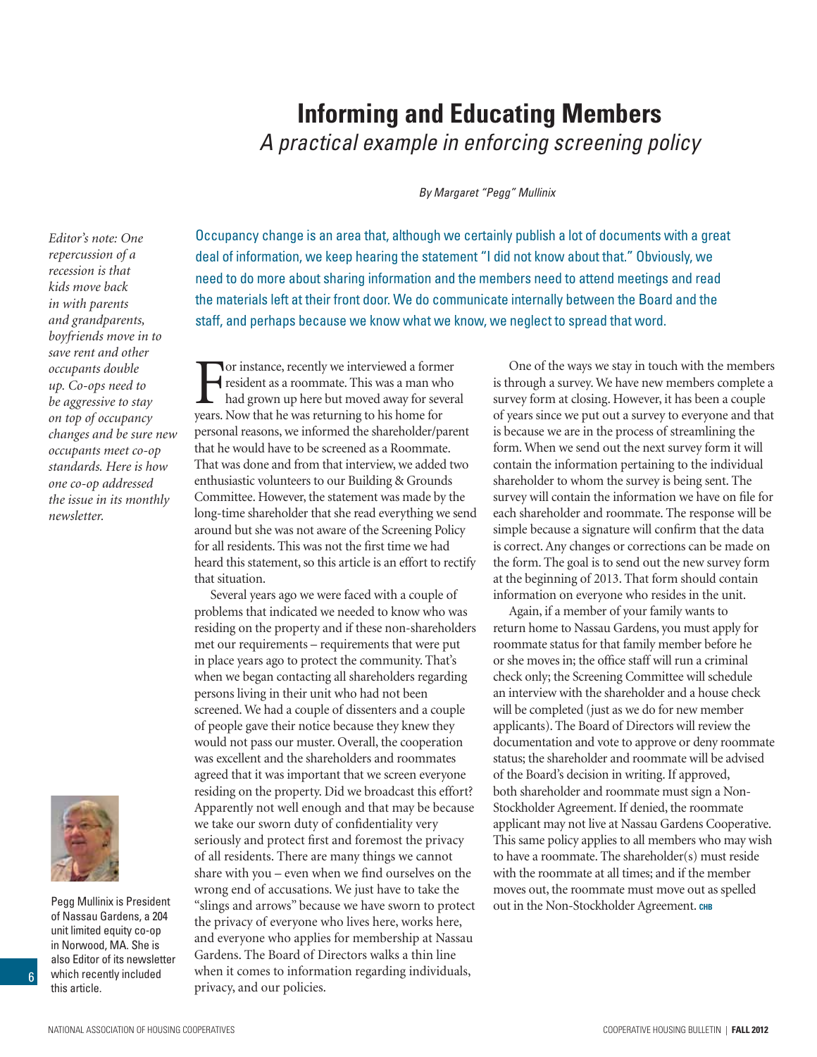# Informing and Educating Members

*A practical example in enforcing screening policy*

*By Margaret "Pegg" Mullinix*

*Editor's note: One repercussion of a recession is that kids move back in with parents and grandparents, boyfriends move in to save rent and other occupants double up. Co-ops need to be aggressive to stay on top of occupancy changes and be sure new occupants meet co-op standards. Here is how one co-op addressed the issue in its monthly newsletter.*

Occupancy change is an area that, although we certainly publish a lot of documents with a great deal of information, we keep hearing the statement "I did not know about that." Obviously, we need to do more about sharing information and the members need to attend meetings and read the materials left at their front door. We do communicate internally between the Board and the staff, and perhaps because we know what we know, we neglect to spread that word.

For instance, recently we interviewed a former resident as a roommate. This was a man who had grown up here but moved away for several years. Now that he was returning to his home for personal reasons, we informed the shareholder/parent that he would have to be screened as a Roommate. That was done and from that interview, we added two enthusiastic volunteers to our Building & Grounds Committee. However, the statement was made by the long-time shareholder that she read everything we send around but she was not aware of the Screening Policy for all residents. This was not the first time we had heard this statement, so this article is an effort to rectify that situation.

Several years ago we were faced with a couple of problems that indicated we needed to know who was residing on the property and if these non-shareholders met our requirements – requirements that were put in place years ago to protect the community. That's when we began contacting all shareholders regarding persons living in their unit who had not been screened. We had a couple of dissenters and a couple of people gave their notice because they knew they would not pass our muster. Overall, the cooperation was excellent and the shareholders and roommates agreed that it was important that we screen everyone residing on the property. Did we broadcast this effort? Apparently not well enough and that may be because we take our sworn duty of confidentiality very seriously and protect first and foremost the privacy of all residents. There are many things we cannot share with you – even when we find ourselves on the wrong end of accusations. We just have to take the "slings and arrows" because we have sworn to protect the privacy of everyone who lives here, works here, and everyone who applies for membership at Nassau Gardens. The Board of Directors walks a thin line when it comes to information regarding individuals, privacy, and our policies.

One of the ways we stay in touch with the members is through a survey. We have new members complete a survey form at closing. However, it has been a couple of years since we put out a survey to everyone and that is because we are in the process of streamlining the form. When we send out the next survey form it will contain the information pertaining to the individual shareholder to whom the survey is being sent. The survey will contain the information we have on file for each shareholder and roommate. The response will be simple because a signature will confirm that the data is correct. Any changes or corrections can be made on the form. The goal is to send out the new survey form at the beginning of 2013. That form should contain information on everyone who resides in the unit.

Again, if a member of your family wants to return home to Nassau Gardens, you must apply for roommate status for that family member before he or she moves in; the office staff will run a criminal check only; the Screening Committee will schedule an interview with the shareholder and a house check will be completed (just as we do for new member applicants). The Board of Directors will review the documentation and vote to approve or deny roommate status; the shareholder and roommate will be advised of the Board's decision in writing. If approved, both shareholder and roommate must sign a Non-Stockholder Agreement. If denied, the roommate applicant may not live at Nassau Gardens Cooperative. This same policy applies to all members who may wish to have a roommate. The shareholder(s) must reside with the roommate at all times; and if the member moves out, the roommate must move out as spelled out in the Non-Stockholder Agreement. **CHB**

Pegg Mullinix is President of Nassau Gardens, a 204 unit limited equity co-op in Norwood, MA. She is also Editor of its newsletter which recently included this article.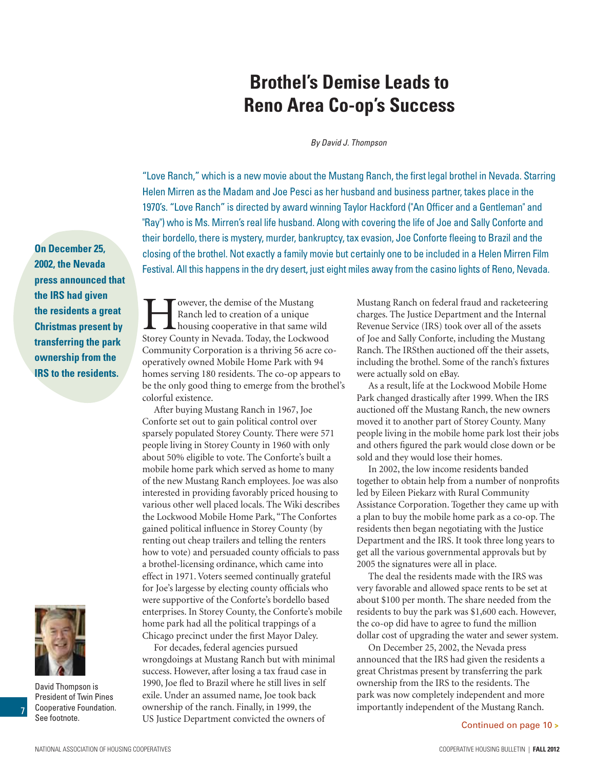# Brothel's Demise Leads to Reno Area Co-op's Success

*By David J. Thompson*

"Love Ranch," which is a new movie about the Mustang Ranch, the first legal brothel in Nevada. Starring Helen Mirren as the Madam and Joe Pesci as her husband and business partner, takes place in the 1970's. "Love Ranch" is directed by award winning Taylor Hackford ("An Officer and a Gentleman" and "Ray") who is Ms. Mirren's real life husband. Along with covering the life of Joe and Sally Conforte and their bordello, there is mystery, murder, bankruptcy, tax evasion, Joe Conforte fleeing to Brazil and the closing of the brothel. Not exactly a family movie but certainly one to be included in a Helen Mirren Film Festival. All this happens in the dry desert, just eight miles away from the casino lights of Reno, Nevada.

**On December 25, 2002, the Nevada press announced that the IRS had given the residents a great Christmas present by transferring the park ownership from the IRS to the residents.**

However, the demise of the Mustang Ranch led to creation of a unique housing cooperative in that same wild Storey County in Nevada. Today, the Lockwood Community Corporation is a thriving 56 acre co-operatively owned Mobile Home Park with 94 homes serving 180 residents. The co-op appears to be the only good thing to emerge from the brothel's colorful existence.

After buying Mustang Ranch in 1967, Joe Conforte set out to gain political control over sparsely populated Storey County. There were 571 people living in Storey County in 1960 with only about 50% eligible to vote. The Conforte's built a mobile home park which served as home to many of the new Mustang Ranch employees. Joe was also interested in providing favorably priced housing to various other well placed locals. The Wiki describes the Lockwood Mobile Home Park, "The Confortes gained political influence in Storey County (by renting out cheap trailers and telling the renters how to vote) and persuaded county officials to pass a brothel-licensing ordinance, which came into effect in 1971. Voters seemed continually grateful for Joe's largesse by electing county officials who were supportive of the Conforte's bordello based enterprises. In Storey County, the Conforte's mobile home park had all the political trappings of a Chicago precinct under the first Mayor Daley.

For decades, federal agencies pursued wrongdoings at Mustang Ranch but with minimal success. However, after losing a tax fraud case in 1990, Joe fled to Brazil where he still lives in self exile. Under an assumed name, Joe took back ownership of the ranch. Finally, in 1999, the US Justice Department convicted the owners of Mustang Ranch on federal fraud and racketeering charges. The Justice Department and the Internal Revenue Service (IRS) took over all of the assets of Joe and Sally Conforte, including the Mustang Ranch. The IRSthen auctioned off the their assets, including the brothel. Some of the ranch's fixtures were actually sold on eBay.

As a result, life at the Lockwood Mobile Home Park changed drastically after 1999. When the IRS auctioned off the Mustang Ranch, the new owners moved it to another part of Storey County. Many people living in the mobile home park lost their jobs and others figured the park would close down or be sold and they would lose their homes.

In 2002, the low income residents banded together to obtain help from a number of nonprofits led by Eileen Piekarz with Rural Community Assistance Corporation. Together they came up with a plan to buy the mobile home park as a co-op. The residents then began negotiating with the Justice Department and the IRS. It took three long years to get all the various governmental approvals but by 2005 the signatures were all in place.

The deal the residents made with the IRS was very favorable and allowed space rents to be set at about $100 per month. The share needed from the residents to buy the park was $1,600 each. However, the co-op did have to agree to fund the million dollar cost of upgrading the water and sewer system.

On December 25, 2002, the Nevada press announced that the IRS had given the residents a great Christmas present by transferring the park ownership from the IRS to the residents. The park was now completely independent and more importantly independent of the Mustang Ranch.

Continued on page 10 >

David Thompson is President of Twin Pines Cooperative Foundation. See footnote.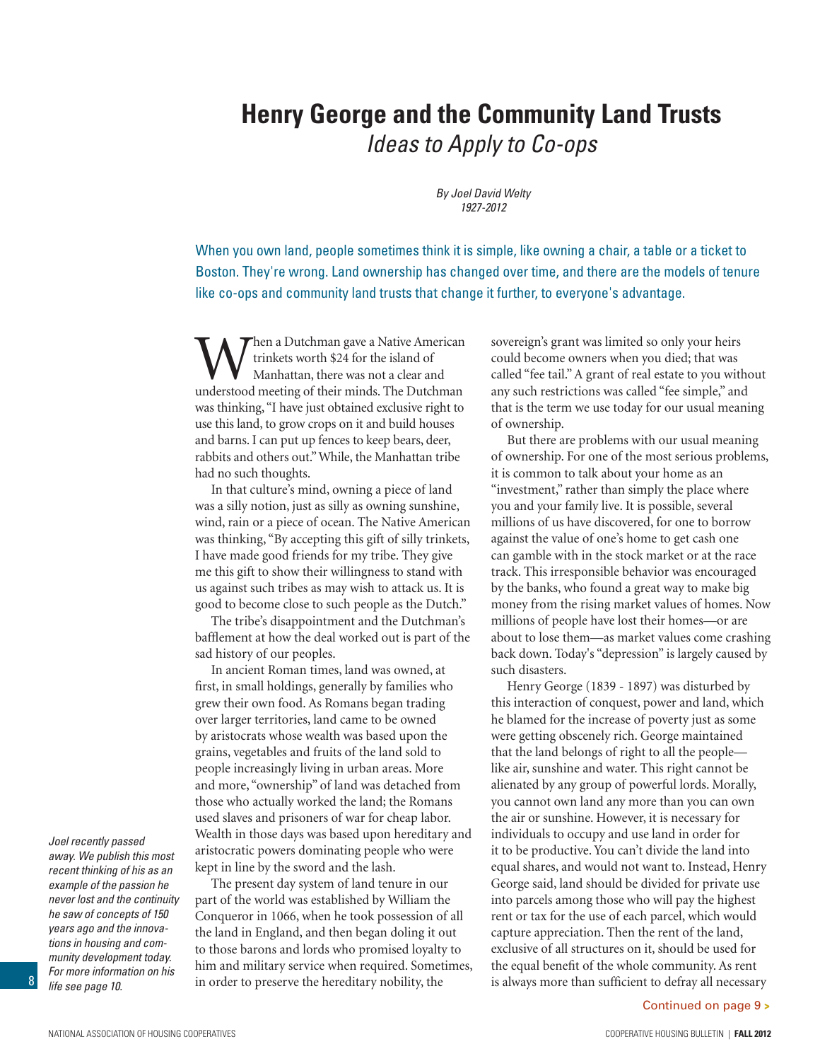# Henry George and the Community Land Trusts

*Ideas to Apply to Co-ops*

*By Joel David Welty*
*1927-2012*

When you own land, people sometimes think it is simple, like owning a chair, a table or a ticket to Boston. They're wrong. Land ownership has changed over time, and there are the models of tenure like co-ops and community land trusts that change it further, to everyone's advantage.

When a Dutchman gave a Native American trinkets worth $24 for the island of Manhattan, there was not a clear and understood meeting of their minds. The Dutchman was thinking, "I have just obtained exclusive right to use this land, to grow crops on it and build houses and barns. I can put up fences to keep bears, deer, rabbits and others out." While, the Manhattan tribe had no such thoughts.

In that culture's mind, owning a piece of land was a silly notion, just as silly as owning sunshine, wind, rain or a piece of ocean. The Native American was thinking, "By accepting this gift of silly trinkets, I have made good friends for my tribe. They give me this gift to show their willingness to stand with us against such tribes as may wish to attack us. It is good to become close to such people as the Dutch."

The tribe's disappointment and the Dutchman's bafflement at how the deal worked out is part of the sad history of our peoples.

In ancient Roman times, land was owned, at first, in small holdings, generally by families who grew their own food. As Romans began trading over larger territories, land came to be owned by aristocrats whose wealth was based upon the grains, vegetables and fruits of the land sold to people increasingly living in urban areas. More and more, "ownership" of land was detached from those who actually worked the land; the Romans used slaves and prisoners of war for cheap labor. Wealth in those days was based upon hereditary and aristocratic powers dominating people who were kept in line by the sword and the lash.

The present day system of land tenure in our part of the world was established by William the Conqueror in 1066, when he took possession of all the land in England, and then began doling it out to those barons and lords who promised loyalty to him and military service when required. Sometimes, in order to preserve the hereditary nobility, the sovereign's grant was limited so only your heirs could become owners when you died; that was called "fee tail." A grant of real estate to you without any such restrictions was called "fee simple," and that is the term we use today for our usual meaning of ownership.

But there are problems with our usual meaning of ownership. For one of the most serious problems, it is common to talk about your home as an "investment," rather than simply the place where you and your family live. It is possible, several millions of us have discovered, for one to borrow against the value of one's home to get cash one can gamble with in the stock market or at the race track. This irresponsible behavior was encouraged by the banks, who found a great way to make big money from the rising market values of homes. Now millions of people have lost their homes—or are about to lose them—as market values come crashing back down. Today's "depression" is largely caused by such disasters.

Henry George (1839 - 1897) was disturbed by this interaction of conquest, power and land, which he blamed for the increase of poverty just as some were getting obscenely rich. George maintained that the land belongs of right to all the people—like air, sunshine and water. This right cannot be alienated by any group of powerful lords. Morally, you cannot own land any more than you can own the air or sunshine. However, it is necessary for individuals to occupy and use land in order for it to be productive. You can't divide the land into equal shares, and would not want to. Instead, Henry George said, land should be divided for private use into parcels among those who will pay the highest rent or tax for the use of each parcel, which would capture appreciation. Then the rent of the land, exclusive of all structures on it, should be used for the equal benefit of the whole community. As rent is always more than sufficient to defray all necessary

Continued on page 9 >

*Joel recently passed away. We publish this most recent thinking of his as an example of the passion he never lost and the continuity he saw of concepts of 150 years ago and the innovations in housing and community development today. For more information on his life see page 10.*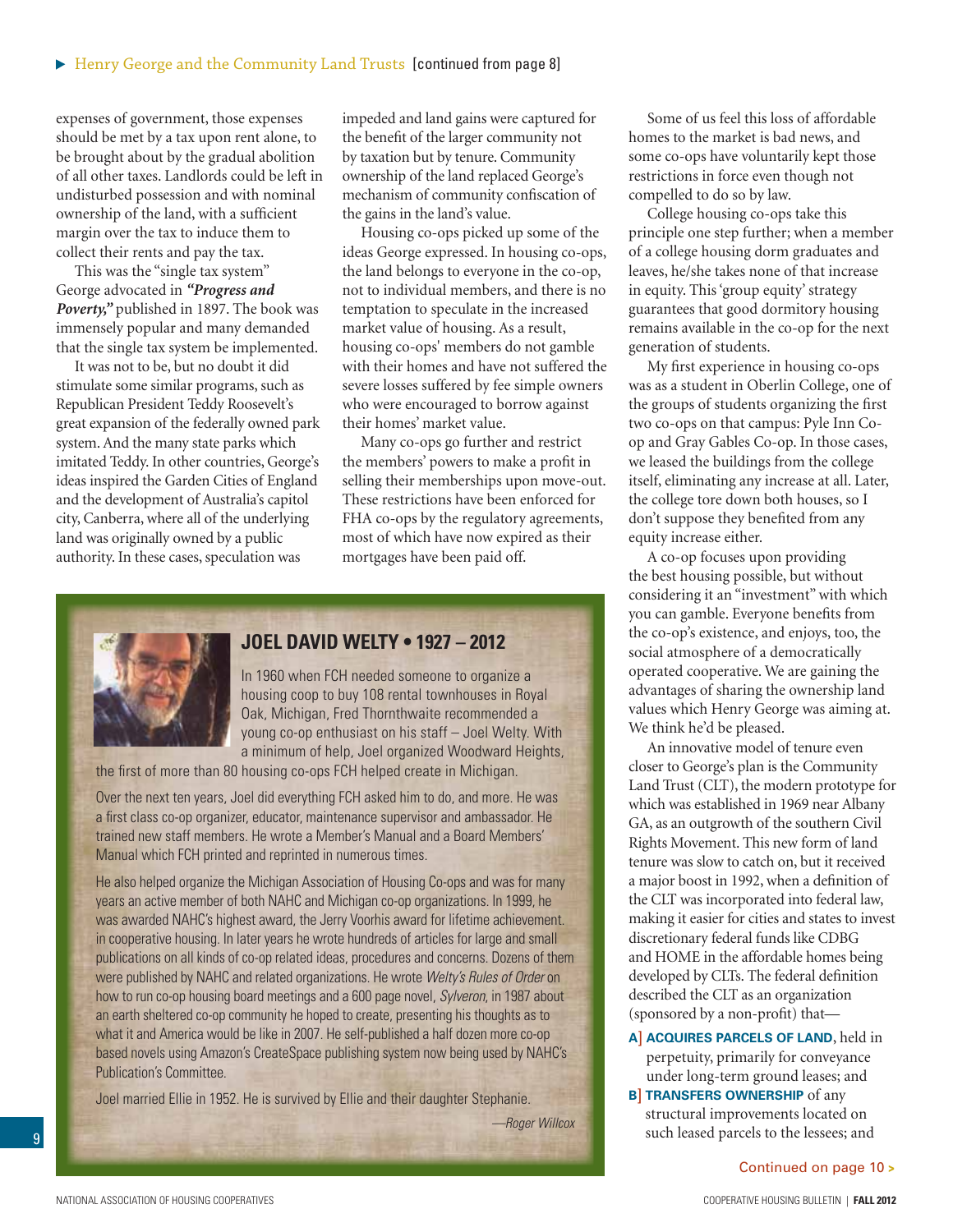▶ Henry George and the Community Land Trusts [continued from page 8]

expenses of government, those expenses should be met by a tax upon rent alone, to be brought about by the gradual abolition of all other taxes. Landlords could be left in undisturbed possession and with nominal ownership of the land, with a sufficient margin over the tax to induce them to collect their rents and pay the tax.

This was the "single tax system" George advocated in ***"Progress and Poverty,"*** published in 1897. The book was immensely popular and many demanded that the single tax system be implemented.

It was not to be, but no doubt it did stimulate some similar programs, such as Republican President Teddy Roosevelt's great expansion of the federally owned park system. And the many state parks which imitated Teddy. In other countries, George's ideas inspired the Garden Cities of England and the development of Australia's capitol city, Canberra, where all of the underlying land was originally owned by a public authority. In these cases, speculation was impeded and land gains were captured for the benefit of the larger community not by taxation but by tenure. Community ownership of the land replaced George's mechanism of community confiscation of the gains in the land's value.

Housing co-ops picked up some of the ideas George expressed. In housing co-ops, the land belongs to everyone in the co-op, not to individual members, and there is no temptation to speculate in the increased market value of housing. As a result, housing co-ops' members do not gamble with their homes and have not suffered the severe losses suffered by fee simple owners who were encouraged to borrow against their homes' market value.

Many co-ops go further and restrict the members' powers to make a profit in selling their memberships upon move-out. These restrictions have been enforced for FHA co-ops by the regulatory agreements, most of which have now expired as their mortgages have been paid off.

Some of us feel this loss of affordable homes to the market is bad news, and some co-ops have voluntarily kept those restrictions in force even though not compelled to do so by law.

College housing co-ops take this principle one step further; when a member of a college housing dorm graduates and leaves, he/she takes none of that increase in equity. This 'group equity' strategy guarantees that good dormitory housing remains available in the co-op for the next generation of students.

My first experience in housing co-ops was as a student in Oberlin College, one of the groups of students organizing the first two co-ops on that campus: Pyle Inn Co-op and Gray Gables Co-op. In those cases, we leased the buildings from the college itself, eliminating any increase at all. Later, the college tore down both houses, so I don't suppose they benefited from any equity increase either.

A co-op focuses upon providing the best housing possible, but without considering it an "investment" with which you can gamble. Everyone benefits from the co-op's existence, and enjoys, too, the social atmosphere of a democratically operated cooperative. We are gaining the advantages of sharing the ownership land values which Henry George was aiming at. We think he'd be pleased.

An innovative model of tenure even closer to George's plan is the Community Land Trust (CLT), the modern prototype for which was established in 1969 near Albany GA, as an outgrowth of the southern Civil Rights Movement. This new form of land tenure was slow to catch on, but it received a major boost in 1992, when a definition of the CLT was incorporated into federal law, making it easier for cities and states to invest discretionary federal funds like CDBG and HOME in the affordable homes being developed by CLTs. The federal definition described the CLT as an organization (sponsored by a non-profit) that—

A] **ACQUIRES PARCELS OF LAND**, held in perpetuity, primarily for conveyance under long-term ground leases; and

B] **TRANSFERS OWNERSHIP** of any structural improvements located on such leased parcels to the lessees; and

Continued on page 10 >

## JOEL DAVID WELTY • 1927 – 2012

In 1960 when FCH needed someone to organize a housing coop to buy 108 rental townhouses in Royal Oak, Michigan, Fred Thornthwaite recommended a young co-op enthusiast on his staff – Joel Welty. With a minimum of help, Joel organized Woodward Heights, the first of more than 80 housing co-ops FCH helped create in Michigan.

Over the next ten years, Joel did everything FCH asked him to do, and more. He was a first class co-op organizer, educator, maintenance supervisor and ambassador. He trained new staff members. He wrote a Member's Manual and a Board Members' Manual which FCH printed and reprinted in numerous times.

He also helped organize the Michigan Association of Housing Co-ops and was for many years an active member of both NAHC and Michigan co-op organizations. In 1999, he was awarded NAHC's highest award, the Jerry Voorhis award for lifetime achievement in cooperative housing. In later years he wrote hundreds of articles for large and small publications on all kinds of co-op related ideas, procedures and concerns. Dozens of them were published by NAHC and related organizations. He wrote *Welty's Rules of Order* on how to run co-op housing board meetings and a 600 page novel, *Sylveron*, in 1987 about an earth sheltered co-op community he hoped to create, presenting his thoughts as to what it and America would be like in 2007. He self-published a half dozen more co-op based novels using Amazon's CreateSpace publishing system now being used by NAHC's Publication's Committee.

Joel married Ellie in 1952. He is survived by Ellie and their daughter Stephanie.

*—Roger Willcox*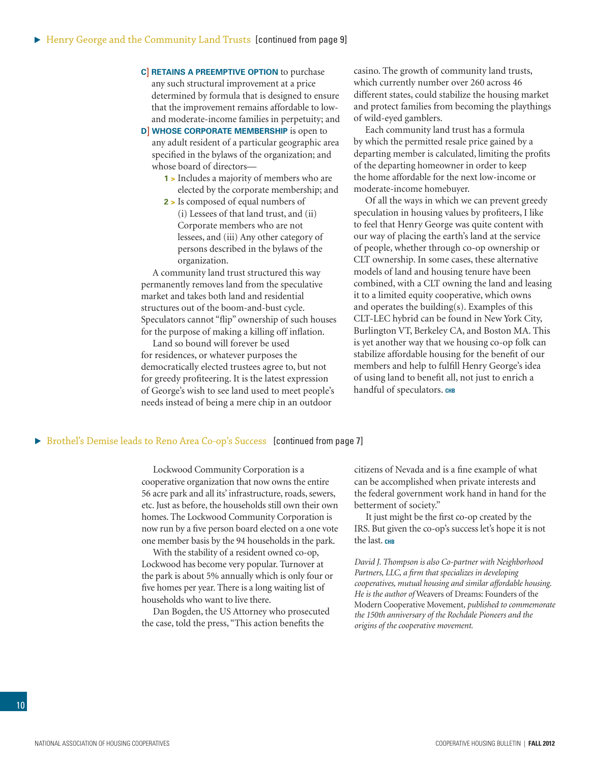## Henry George and the Community Land Trusts [continued from page 9]

C] **RETAINS A PREEMPTIVE OPTION** to purchase any such structural improvement at a price determined by formula that is designed to ensure that the improvement remains affordable to low- and moderate-income families in perpetuity; and

D] **WHOSE CORPORATE MEMBERSHIP** is open to any adult resident of a particular geographic area specified in the bylaws of the organization; and whose board of directors—

1 > Includes a majority of members who are elected by the corporate membership; and

2 > Is composed of equal numbers of (i) Lessees of that land trust, and (ii) Corporate members who are not lessees, and (iii) Any other category of persons described in the bylaws of the organization.

A community land trust structured this way permanently removes land from the speculative market and takes both land and residential structures out of the boom-and-bust cycle. Speculators cannot "flip" ownership of such houses for the purpose of making a killing off inflation.

Land so bound will forever be used for residences, or whatever purposes the democratically elected trustees agree to, but not for greedy profiteering. It is the latest expression of George's wish to see land used to meet people's needs instead of being a mere chip in an outdoor casino. The growth of community land trusts, which currently number over 260 across 46 different states, could stabilize the housing market and protect families from becoming the playthings of wild-eyed gamblers.

Each community land trust has a formula by which the permitted resale price gained by a departing member is calculated, limiting the profits of the departing homeowner in order to keep the home affordable for the next low-income or moderate-income homebuyer.

Of all the ways in which we can prevent greedy speculation in housing values by profiteers, I like to feel that Henry George was quite content with our way of placing the earth's land at the service of people, whether through co-op ownership or CLT ownership. In some cases, these alternative models of land and housing tenure have been combined, with a CLT owning the land and leasing it to a limited equity cooperative, which owns and operates the building(s). Examples of this CLT-LEC hybrid can be found in New York City, Burlington VT, Berkeley CA, and Boston MA. This is yet another way that we housing co-op folk can stabilize affordable housing for the benefit of our members and help to fulfill Henry George's idea of using land to benefit all, not just to enrich a handful of speculators. CHB

## Brothel's Demise leads to Reno Area Co-op's Success [continued from page 7]

Lockwood Community Corporation is a cooperative organization that now owns the entire 56 acre park and all its' infrastructure, roads, sewers, etc. Just as before, the households still own their own homes. The Lockwood Community Corporation is now run by a five person board elected on a one vote one member basis by the 94 households in the park.

With the stability of a resident owned co-op, Lockwood has become very popular. Turnover at the park is about 5% annually which is only four or five homes per year. There is a long waiting list of households who want to live there.

Dan Bogden, the US Attorney who prosecuted the case, told the press, "This action benefits the citizens of Nevada and is a fine example of what can be accomplished when private interests and the federal government work hand in hand for the betterment of society."

It just might be the first co-op created by the IRS. But given the co-op's success let's hope it is not the last. CHB

*David J. Thompson is also Co-partner with Neighborhood Partners, LLC, a firm that specializes in developing cooperatives, mutual housing and similar affordable housing. He is the author of* Weavers of Dreams: Founders of the Modern Cooperative Movement, *published to commemorate the 150th anniversary of the Rochdale Pioneers and the origins of the cooperative movement.*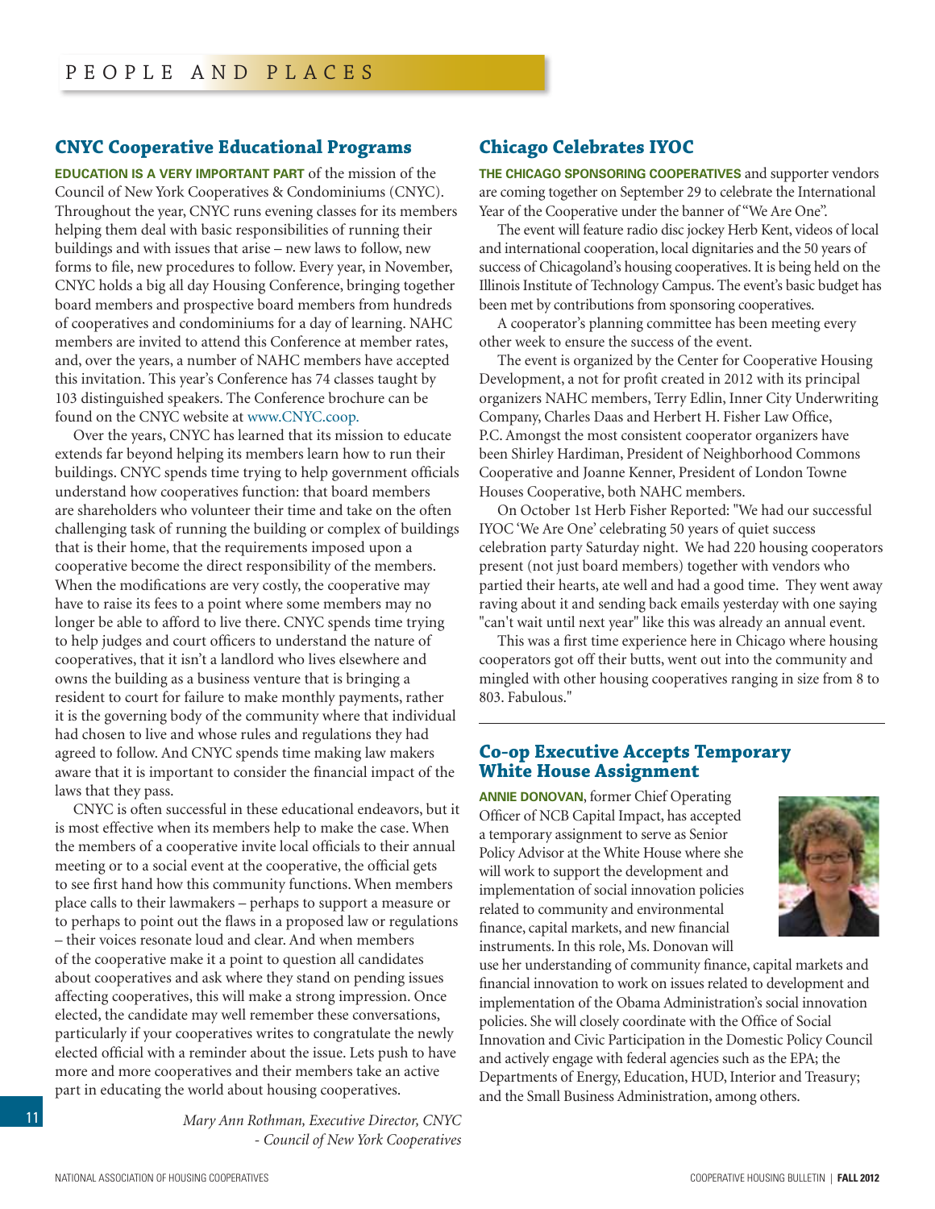## PEOPLE AND PLACES

### CNYC Cooperative Educational Programs

**EDUCATION IS A VERY IMPORTANT PART** of the mission of the Council of New York Cooperatives & Condominiums (CNYC). Throughout the year, CNYC runs evening classes for its members helping them deal with basic responsibilities of running their buildings and with issues that arise – new laws to follow, new forms to file, new procedures to follow. Every year, in November, CNYC holds a big all day Housing Conference, bringing together board members and prospective board members from hundreds of cooperatives and condominiums for a day of learning. NAHC members are invited to attend this Conference at member rates, and, over the years, a number of NAHC members have accepted this invitation. This year's Conference has 74 classes taught by 103 distinguished speakers. The Conference brochure can be found on the CNYC website at www.CNYC.coop.

Over the years, CNYC has learned that its mission to educate extends far beyond helping its members learn how to run their buildings. CNYC spends time trying to help government officials understand how cooperatives function: that board members are shareholders who volunteer their time and take on the often challenging task of running the building or complex of buildings that is their home, that the requirements imposed upon a cooperative become the direct responsibility of the members. When the modifications are very costly, the cooperative may have to raise its fees to a point where some members may no longer be able to afford to live there. CNYC spends time trying to help judges and court officers to understand the nature of cooperatives, that it isn't a landlord who lives elsewhere and owns the building as a business venture that is bringing a resident to court for failure to make monthly payments, rather it is the governing body of the community where that individual had chosen to live and whose rules and regulations they had agreed to follow. And CNYC spends time making law makers aware that it is important to consider the financial impact of the laws that they pass.

CNYC is often successful in these educational endeavors, but it is most effective when its members help to make the case. When the members of a cooperative invite local officials to their annual meeting or to a social event at the cooperative, the official gets to see first hand how this community functions. When members place calls to their lawmakers – perhaps to support a measure or to perhaps to point out the flaws in a proposed law or regulations – their voices resonate loud and clear. And when members of the cooperative make it a point to question all candidates about cooperatives and ask where they stand on pending issues affecting cooperatives, this will make a strong impression. Once elected, the candidate may well remember these conversations, particularly if your cooperatives writes to congratulate the newly elected official with a reminder about the issue. Lets push to have more and more cooperatives and their members take an active part in educating the world about housing cooperatives.

*Mary Ann Rothman, Executive Director, CNYC - Council of New York Cooperatives*

### Chicago Celebrates IYOC

**THE CHICAGO SPONSORING COOPERATIVES** and supporter vendors are coming together on September 29 to celebrate the International Year of the Cooperative under the banner of "We Are One".

The event will feature radio disc jockey Herb Kent, videos of local and international cooperation, local dignitaries and the 50 years of success of Chicagoland's housing cooperatives. It is being held on the Illinois Institute of Technology Campus. The event's basic budget has been met by contributions from sponsoring cooperatives.

A cooperator's planning committee has been meeting every other week to ensure the success of the event.

The event is organized by the Center for Cooperative Housing Development, a not for profit created in 2012 with its principal organizers NAHC members, Terry Edlin, Inner City Underwriting Company, Charles Daas and Herbert H. Fisher Law Office, P.C. Amongst the most consistent cooperator organizers have been Shirley Hardiman, President of Neighborhood Commons Cooperative and Joanne Kenner, President of London Towne Houses Cooperative, both NAHC members.

On October 1st Herb Fisher Reported: "We had our successful IYOC 'We Are One' celebrating 50 years of quiet success celebration party Saturday night. We had 220 housing cooperators present (not just board members) together with vendors who partied their hearts, ate well and had a good time. They went away raving about it and sending back emails yesterday with one saying "can't wait until next year" like this was already an annual event.

This was a first time experience here in Chicago where housing cooperators got off their butts, went out into the community and mingled with other housing cooperatives ranging in size from 8 to 803. Fabulous."

### Co-op Executive Accepts Temporary White House Assignment

**ANNIE DONOVAN**, former Chief Operating Officer of NCB Capital Impact, has accepted a temporary assignment to serve as Senior Policy Advisor at the White House where she will work to support the development and implementation of social innovation policies related to community and environmental finance, capital markets, and new financial instruments. In this role, Ms. Donovan will use her understanding of community finance, capital markets and financial innovation to work on issues related to development and implementation of the Obama Administration's social innovation policies. She will closely coordinate with the Office of Social Innovation and Civic Participation in the Domestic Policy Council and actively engage with federal agencies such as the EPA; the Departments of Energy, Education, HUD, Interior and Treasury; and the Small Business Administration, among others.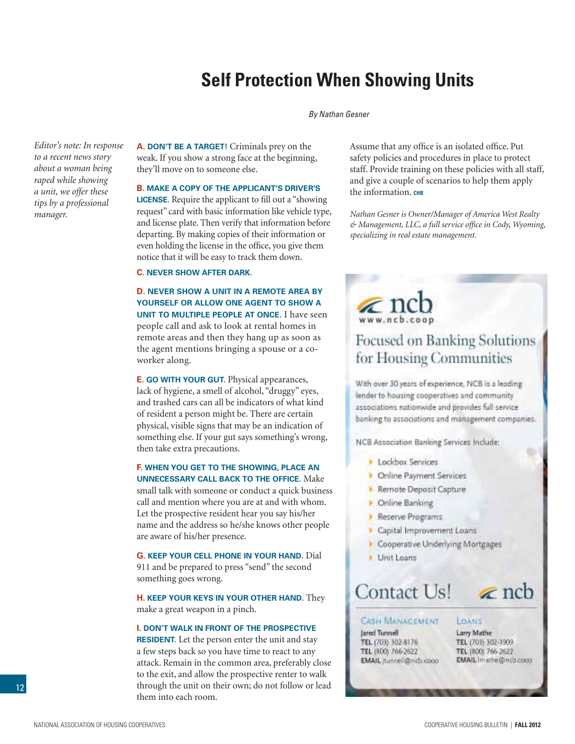# Self Protection When Showing Units

*By Nathan Gesner*

*Editor's note: In response to a recent news story about a woman being raped while showing a unit, we offer these tips by a professional manager.*

**A. DON'T BE A TARGET!** Criminals prey on the weak. If you show a strong face at the beginning, they'll move on to someone else.

**B. MAKE A COPY OF THE APPLICANT'S DRIVER'S LICENSE**. Require the applicant to fill out a "showing request" card with basic information like vehicle type, and license plate. Then verify that information before departing. By making copies of their information or even holding the license in the office, you give them notice that it will be easy to track them down.

**C. NEVER SHOW AFTER DARK.**

**D. NEVER SHOW A UNIT IN A REMOTE AREA BY YOURSELF OR ALLOW ONE AGENT TO SHOW A UNIT TO MULTIPLE PEOPLE AT ONCE**. I have seen people call and ask to look at rental homes in remote areas and then they hang up as soon as the agent mentions bringing a spouse or a co-worker along.

**E. GO WITH YOUR GUT**. Physical appearances, lack of hygiene, a smell of alcohol, "druggy" eyes, and trashed cars can all be indicators of what kind of resident a person might be. There are certain physical, visible signs that may be an indication of something else. If your gut says something's wrong, then take extra precautions.

**F. WHEN YOU GET TO THE SHOWING, PLACE AN UNNECESSARY CALL BACK TO THE OFFICE**. Make small talk with someone or conduct a quick business call and mention where you are at and with whom. Let the prospective resident hear you say his/her name and the address so he/she knows other people are aware of his/her presence.

**G. KEEP YOUR CELL PHONE IN YOUR HAND**. Dial 911 and be prepared to press "send" the second something goes wrong.

**H. KEEP YOUR KEYS IN YOUR OTHER HAND**. They make a great weapon in a pinch.

**I. DON'T WALK IN FRONT OF THE PROSPECTIVE RESIDENT**. Let the person enter the unit and stay a few steps back so you have time to react to any attack. Remain in the common area, preferably close to the exit, and allow the prospective renter to walk through the unit on their own; do not follow or lead them into each room.

Assume that any office is an isolated office. Put safety policies and procedures in place to protect staff. Provide training on these policies with all staff, and give a couple of scenarios to help them apply the information. CHB

*Nathan Gesner is Owner/Manager of America West Realty & Management, LLC, a full service office in Cody, Wyoming, specializing in real estate management.*

---

**ncb**
www.ncb.coop

## Focused on Banking Solutions for Housing Communities

With over 30 years of experience, NCB is a leading lender to housing cooperatives and community associations nationwide and provides full service banking to associations and management companies.

NCB Association Banking Services Include:

- Lockbox Services
- Online Payment Services
- Remote Deposit Capture
- Online Banking
- Reserve Programs
- Capital Improvement Loans
- Cooperative Underlying Mortgages
- Unit Loans

## Contact Us! ncb

**CASH MANAGEMENT**
Jared Tunnell
**TEL** (703) 302-8176
**TEL** (800) 766-2622
**EMAIL** jtunnell@ncb.coop

**LOANS**
Larry Mathe
**TEL** (703) 302-1909
**TEL** (800) 766-2622
**EMAIL** lmathe@ncb.coop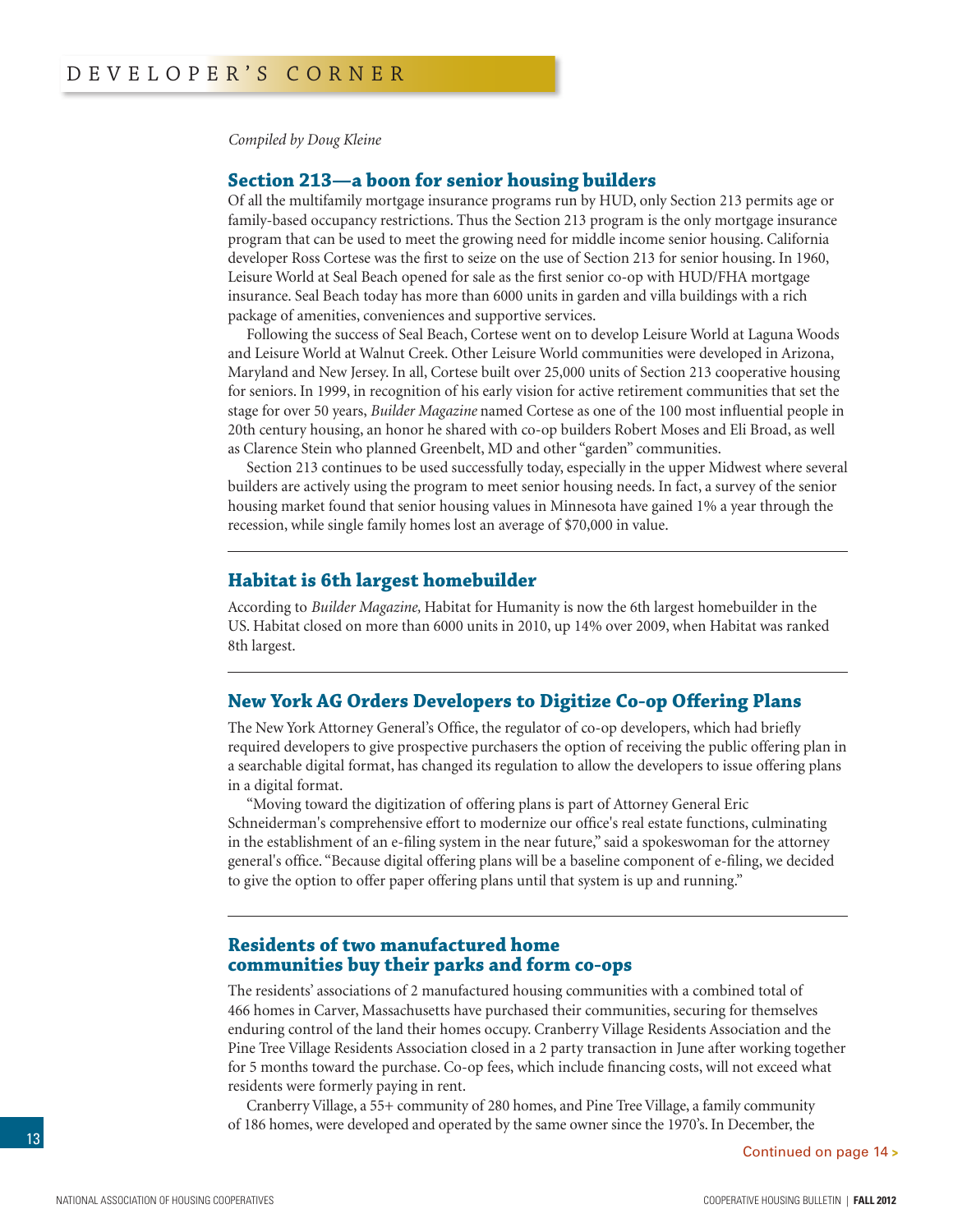# DEVELOPER'S CORNER

*Compiled by Doug Kleine*

## Section 213—a boon for senior housing builders

Of all the multifamily mortgage insurance programs run by HUD, only Section 213 permits age or family-based occupancy restrictions. Thus the Section 213 program is the only mortgage insurance program that can be used to meet the growing need for middle income senior housing. California developer Ross Cortese was the first to seize on the use of Section 213 for senior housing. In 1960, Leisure World at Seal Beach opened for sale as the first senior co-op with HUD/FHA mortgage insurance. Seal Beach today has more than 6000 units in garden and villa buildings with a rich package of amenities, conveniences and supportive services.

Following the success of Seal Beach, Cortese went on to develop Leisure World at Laguna Woods and Leisure World at Walnut Creek. Other Leisure World communities were developed in Arizona, Maryland and New Jersey. In all, Cortese built over 25,000 units of Section 213 cooperative housing for seniors. In 1999, in recognition of his early vision for active retirement communities that set the stage for over 50 years, *Builder Magazine* named Cortese as one of the 100 most influential people in 20th century housing, an honor he shared with co-op builders Robert Moses and Eli Broad, as well as Clarence Stein who planned Greenbelt, MD and other "garden" communities.

Section 213 continues to be used successfully today, especially in the upper Midwest where several builders are actively using the program to meet senior housing needs. In fact, a survey of the senior housing market found that senior housing values in Minnesota have gained 1% a year through the recession, while single family homes lost an average of $70,000 in value.

## Habitat is 6th largest homebuilder

According to *Builder Magazine,* Habitat for Humanity is now the 6th largest homebuilder in the US. Habitat closed on more than 6000 units in 2010, up 14% over 2009, when Habitat was ranked 8th largest.

## New York AG Orders Developers to Digitize Co-op Offering Plans

The New York Attorney General's Office, the regulator of co-op developers, which had briefly required developers to give prospective purchasers the option of receiving the public offering plan in a searchable digital format, has changed its regulation to allow the developers to issue offering plans in a digital format.

"Moving toward the digitization of offering plans is part of Attorney General Eric Schneiderman's comprehensive effort to modernize our office's real estate functions, culminating in the establishment of an e-filing system in the near future," said a spokeswoman for the attorney general's office. "Because digital offering plans will be a baseline component of e-filing, we decided to give the option to offer paper offering plans until that system is up and running."

## Residents of two manufactured home communities buy their parks and form co-ops

The residents' associations of 2 manufactured housing communities with a combined total of 466 homes in Carver, Massachusetts have purchased their communities, securing for themselves enduring control of the land their homes occupy. Cranberry Village Residents Association and the Pine Tree Village Residents Association closed in a 2 party transaction in June after working together for 5 months toward the purchase. Co-op fees, which include financing costs, will not exceed what residents were formerly paying in rent.

Cranberry Village, a 55+ community of 280 homes, and Pine Tree Village, a family community of 186 homes, were developed and operated by the same owner since the 1970's. In December, the

Continued on page 14 >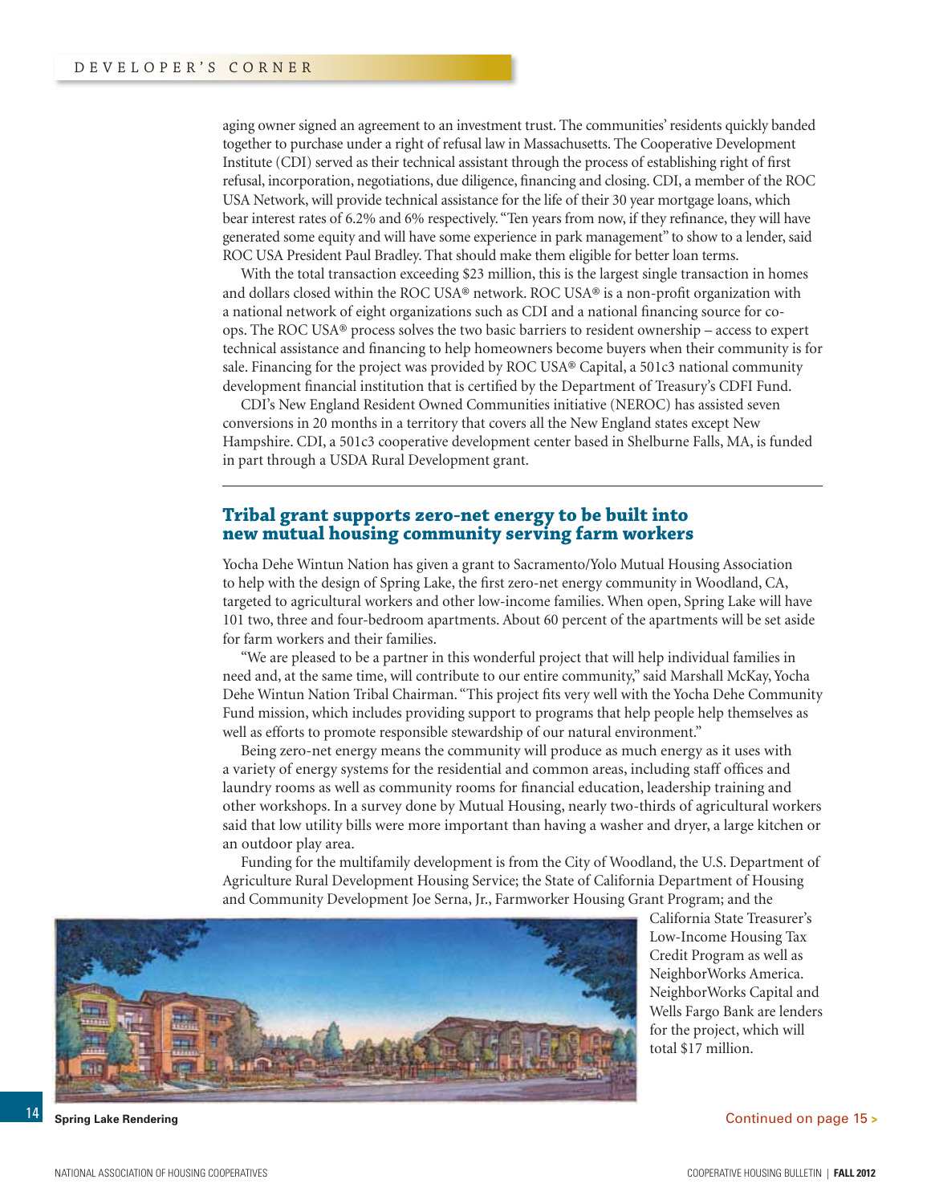aging owner signed an agreement to an investment trust. The communities' residents quickly banded together to purchase under a right of refusal law in Massachusetts. The Cooperative Development Institute (CDI) served as their technical assistant through the process of establishing right of first refusal, incorporation, negotiations, due diligence, financing and closing. CDI, a member of the ROC USA Network, will provide technical assistance for the life of their 30 year mortgage loans, which bear interest rates of 6.2% and 6% respectively. "Ten years from now, if they refinance, they will have generated some equity and will have some experience in park management" to show to a lender, said ROC USA President Paul Bradley. That should make them eligible for better loan terms.

With the total transaction exceeding $23 million, this is the largest single transaction in homes and dollars closed within the ROC USA® network. ROC USA® is a non-profit organization with a national network of eight organizations such as CDI and a national financing source for co-ops. The ROC USA® process solves the two basic barriers to resident ownership – access to expert technical assistance and financing to help homeowners become buyers when their community is for sale. Financing for the project was provided by ROC USA® Capital, a 501c3 national community development financial institution that is certified by the Department of Treasury's CDFI Fund.

CDI's New England Resident Owned Communities initiative (NEROC) has assisted seven conversions in 20 months in a territory that covers all the New England states except New Hampshire. CDI, a 501c3 cooperative development center based in Shelburne Falls, MA, is funded in part through a USDA Rural Development grant.

---

## Tribal grant supports zero-net energy to be built into new mutual housing community serving farm workers

Yocha Dehe Wintun Nation has given a grant to Sacramento/Yolo Mutual Housing Association to help with the design of Spring Lake, the first zero-net energy community in Woodland, CA, targeted to agricultural workers and other low-income families. When open, Spring Lake will have 101 two, three and four-bedroom apartments. About 60 percent of the apartments will be set aside for farm workers and their families.

"We are pleased to be a partner in this wonderful project that will help individual families in need and, at the same time, will contribute to our entire community," said Marshall McKay, Yocha Dehe Wintun Nation Tribal Chairman. "This project fits very well with the Yocha Dehe Community Fund mission, which includes providing support to programs that help people help themselves as well as efforts to promote responsible stewardship of our natural environment."

Being zero-net energy means the community will produce as much energy as it uses with a variety of energy systems for the residential and common areas, including staff offices and laundry rooms as well as community rooms for financial education, leadership training and other workshops. In a survey done by Mutual Housing, nearly two-thirds of agricultural workers said that low utility bills were more important than having a washer and dryer, a large kitchen or an outdoor play area.

Funding for the multifamily development is from the City of Woodland, the U.S. Department of Agriculture Rural Development Housing Service; the State of California Department of Housing and Community Development Joe Serna, Jr., Farmworker Housing Grant Program; and the California State Treasurer's Low-Income Housing Tax Credit Program as well as NeighborWorks America. NeighborWorks Capital and Wells Fargo Bank are lenders for the project, which will total $17 million.

**Spring Lake Rendering**

Continued on page 15 >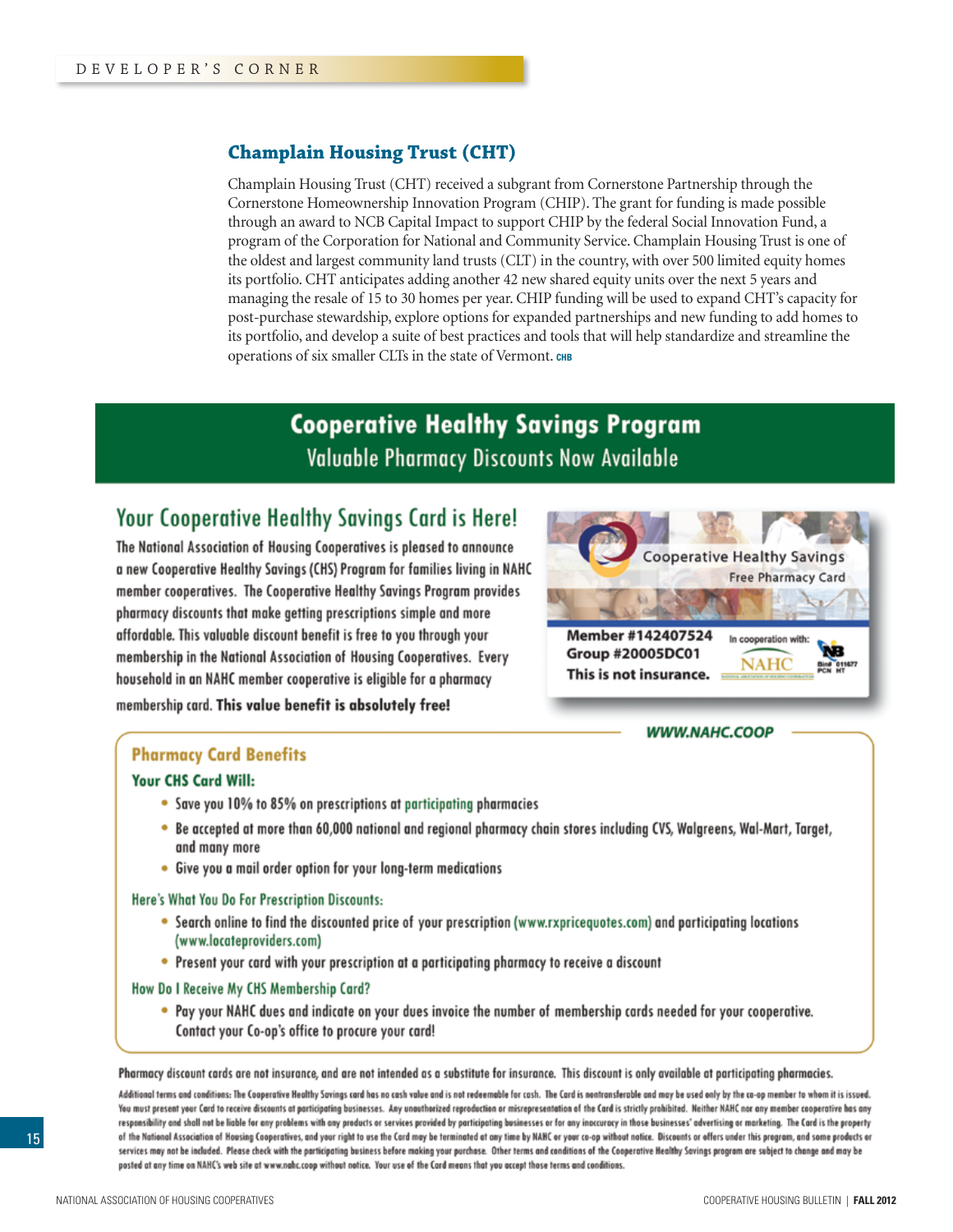## Champlain Housing Trust (CHT)

Champlain Housing Trust (CHT) received a subgrant from Cornerstone Partnership through the Cornerstone Homeownership Innovation Program (CHIP). The grant for funding is made possible through an award to NCB Capital Impact to support CHIP by the federal Social Innovation Fund, a program of the Corporation for National and Community Service. Champlain Housing Trust is one of the oldest and largest community land trusts (CLT) in the country, with over 500 limited equity homes its portfolio. CHT anticipates adding another 42 new shared equity units over the next 5 years and managing the resale of 15 to 30 homes per year. CHIP funding will be used to expand CHT's capacity for post-purchase stewardship, explore options for expanded partnerships and new funding to add homes to its portfolio, and develop a suite of best practices and tools that will help standardize and streamline the operations of six smaller CLTs in the state of Vermont. CHB

# Cooperative Healthy Savings Program

Valuable Pharmacy Discounts Now Available

## Your Cooperative Healthy Savings Card is Here!

The National Association of Housing Cooperatives is pleased to announce a new Cooperative Healthy Savings (CHS) Program for families living in NAHC member cooperatives. The Cooperative Healthy Savings Program provides pharmacy discounts that make getting prescriptions simple and more affordable. This valuable discount benefit is free to you through your membership in the National Association of Housing Cooperatives. Every household in an NAHC member cooperative is eligible for a pharmacy membership card. **This value benefit is absolutely free!**

Cooperative Healthy Savings
Free Pharmacy Card

Member #142407524
Group #20005DC01
This is not insurance.

In cooperation with: NAHC
Bin# 011677
PCN HT

**WWW.NAHC.COOP**

### Pharmacy Card Benefits

**Your CHS Card Will:**

- Save you 10% to 85% on prescriptions at participating pharmacies
- Be accepted at more than 60,000 national and regional pharmacy chain stores including CVS, Walgreens, Wal-Mart, Target, and many more
- Give you a mail order option for your long-term medications

**Here's What You Do For Prescription Discounts:**

- Search online to find the discounted price of your prescription (www.rxpricequotes.com) and participating locations (www.locateproviders.com)
- Present your card with your prescription at a participating pharmacy to receive a discount

**How Do I Receive My CHS Membership Card?**

- Pay your NAHC dues and indicate on your dues invoice the number of membership cards needed for your cooperative. Contact your Co-op's office to procure your card!

Pharmacy discount cards are not insurance, and are not intended as a substitute for insurance. This discount is only available at participating pharmacies.

Additional terms and conditions: The Cooperative Healthy Savings card has no cash value and is not redeemable for cash. The Card is nontransferable and may be used only by the co-op member to whom it is issued. You must present your Card to receive discounts at participating businesses. Any unauthorized reproduction or misrepresentation of the Card is strictly prohibited. Neither NAHC nor any member cooperative has any responsibility and shall not be liable for any problems with any products or services provided by participating businesses or for any inaccuracy in those businesses' advertising or marketing. The Card is the property of the National Association of Housing Cooperatives, and your right to use the Card may be terminated at any time by NAHC or your co-op without notice. Discounts or offers under this program, and some products or services may not be included. Please check with the participating business before making your purchase. Other terms and conditions of the Cooperative Healthy Savings program are subject to change and may be posted at any time on NAHC's web site at www.nahc.coop without notice. Your use of the Card means that you accept those terms and conditions.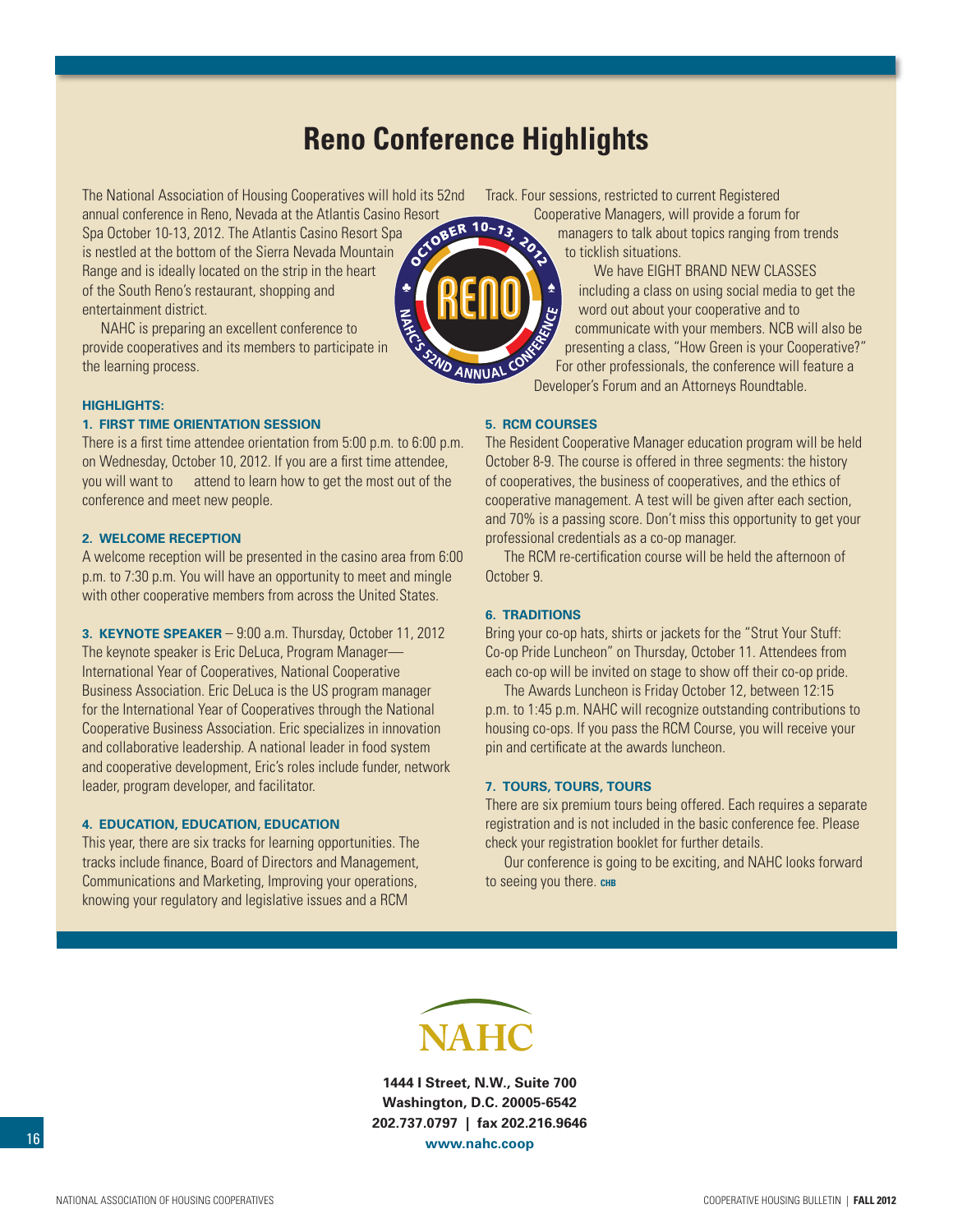# Reno Conference Highlights

The National Association of Housing Cooperatives will hold its 52nd annual conference in Reno, Nevada at the Atlantis Casino Resort Spa October 10-13, 2012. The Atlantis Casino Resort Spa is nestled at the bottom of the Sierra Nevada Mountain Range and is ideally located on the strip in the heart of the South Reno's restaurant, shopping and entertainment district.

NAHC is preparing an excellent conference to provide cooperatives and its members to participate in the learning process.

OCTOBER 10–13, 2012
RENO
NAHC'S 52ND ANNUAL CONFERENCE

**HIGHLIGHTS:**

**1. FIRST TIME ORIENTATION SESSION**

There is a first time attendee orientation from 5:00 p.m. to 6:00 p.m. on Wednesday, October 10, 2012. If you are a first time attendee, you will want to attend to learn how to get the most out of the conference and meet new people.

**2. WELCOME RECEPTION**

A welcome reception will be presented in the casino area from 6:00 p.m. to 7:30 p.m. You will have an opportunity to meet and mingle with other cooperative members from across the United States.

**3. KEYNOTE SPEAKER** – 9:00 a.m. Thursday, October 11, 2012

The keynote speaker is Eric DeLuca, Program Manager—International Year of Cooperatives, National Cooperative Business Association. Eric DeLuca is the US program manager for the International Year of Cooperatives through the National Cooperative Business Association. Eric specializes in innovation and collaborative leadership. A national leader in food system and cooperative development, Eric's roles include funder, network leader, program developer, and facilitator.

**4. EDUCATION, EDUCATION, EDUCATION**

This year, there are six tracks for learning opportunities. The tracks include finance, Board of Directors and Management, Communications and Marketing, Improving your operations, knowing your regulatory and legislative issues and a RCM Track. Four sessions, restricted to current Registered Cooperative Managers, will provide a forum for managers to talk about topics ranging from trends to ticklish situations.

We have EIGHT BRAND NEW CLASSES including a class on using social media to get the word out about your cooperative and to communicate with your members. NCB will also be presenting a class, "How Green is your Cooperative?" For other professionals, the conference will feature a Developer's Forum and an Attorneys Roundtable.

**5. RCM COURSES**

The Resident Cooperative Manager education program will be held October 8-9. The course is offered in three segments: the history of cooperatives, the business of cooperatives, and the ethics of cooperative management. A test will be given after each section, and 70% is a passing score. Don't miss this opportunity to get your professional credentials as a co-op manager.

The RCM re-certification course will be held the afternoon of October 9.

**6. TRADITIONS**

Bring your co-op hats, shirts or jackets for the "Strut Your Stuff: Co-op Pride Luncheon" on Thursday, October 11. Attendees from each co-op will be invited on stage to show off their co-op pride.

The Awards Luncheon is Friday October 12, between 12:15 p.m. to 1:45 p.m. NAHC will recognize outstanding contributions to housing co-ops. If you pass the RCM Course, you will receive your pin and certificate at the awards luncheon.

**7. TOURS, TOURS, TOURS**

There are six premium tours being offered. Each requires a separate registration and is not included in the basic conference fee. Please check your registration booklet for further details.

Our conference is going to be exciting, and NAHC looks forward to seeing you there. CHB

NAHC

**1444 I Street, N.W., Suite 700**
**Washington, D.C. 20005-6542**
**202.737.0797 | fax 202.216.9646**
**www.nahc.coop**